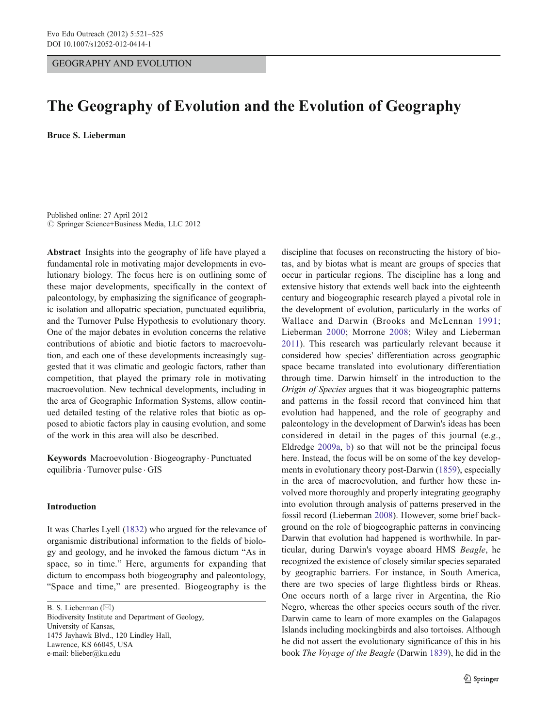GEOGRAPHY AND EVOLUTION

# The Geography of Evolution and the Evolution of Geography

**Bruce S. Lieberman**

Published online: 27 April 2012
© Springer Science+Business Media, LLC 2012

**Abstract** Insights into the geography of life have played a fundamental role in motivating major developments in evolutionary biology. The focus here is on outlining some of these major developments, specifically in the context of paleontology, by emphasizing the significance of geographic isolation and allopatric speciation, punctuated equilibria, and the Turnover Pulse Hypothesis to evolutionary theory. One of the major debates in evolution concerns the relative contributions of abiotic and biotic factors to macroevolution, and each one of these developments increasingly suggested that it was climatic and geologic factors, rather than competition, that played the primary role in motivating macroevolution. New technical developments, including in the area of Geographic Information Systems, allow continued detailed testing of the relative roles that biotic as opposed to abiotic factors play in causing evolution, and some of the work in this area will also be described.

**Keywords** Macroevolution · Biogeography · Punctuated equilibria · Turnover pulse · GIS

B. S. Lieberman (✉)
Biodiversity Institute and Department of Geology,
University of Kansas,
1475 Jayhawk Blvd., 120 Lindley Hall,
Lawrence, KS 66045, USA
e-mail: blieber@ku.edu

## Introduction

It was Charles Lyell (1832) who argued for the relevance of organismic distributional information to the fields of biology and geology, and he invoked the famous dictum "As in space, so in time." Here, arguments for expanding that dictum to encompass both biogeography and paleontology, "Space and time," are presented. Biogeography is the discipline that focuses on reconstructing the history of biotas, and by biotas what is meant are groups of species that occur in particular regions. The discipline has a long and extensive history that extends well back into the eighteenth century and biogeographic research played a pivotal role in the development of evolution, particularly in the works of Wallace and Darwin (Brooks and McLennan 1991; Lieberman 2000; Morrone 2008; Wiley and Lieberman 2011). This research was particularly relevant because it considered how species' differentiation across geographic space became translated into evolutionary differentiation through time. Darwin himself in the introduction to the *Origin of Species* argues that it was biogeographic patterns and patterns in the fossil record that convinced him that evolution had happened, and the role of geography and paleontology in the development of Darwin's ideas has been considered in detail in the pages of this journal (e.g., Eldredge 2009a, b) so that will not be the principal focus here. Instead, the focus will be on some of the key developments in evolutionary theory post-Darwin (1859), especially in the area of macroevolution, and further how these involved more thoroughly and properly integrating geography into evolution through analysis of patterns preserved in the fossil record (Lieberman 2008). However, some brief background on the role of biogeographic patterns in convincing Darwin that evolution had happened is worthwhile. In particular, during Darwin's voyage aboard HMS *Beagle*, he recognized the existence of closely similar species separated by geographic barriers. For instance, in South America, there are two species of large flightless birds or Rheas. One occurs north of a large river in Argentina, the Rio Negro, whereas the other species occurs south of the river. Darwin came to learn of more examples on the Galapagos Islands including mockingbirds and also tortoises. Although he did not assert the evolutionary significance of this in his book *The Voyage of the Beagle* (Darwin 1839), he did in the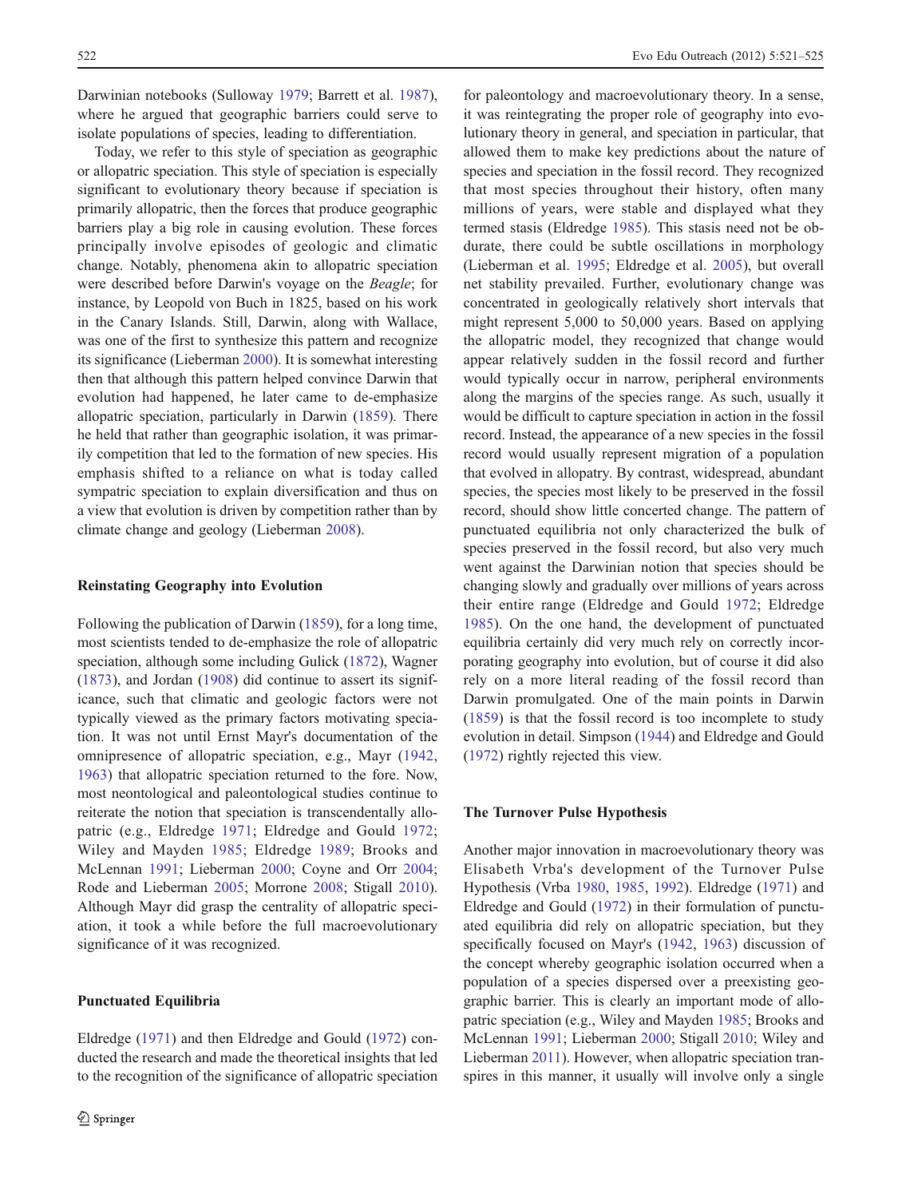Darwinian notebooks (Sulloway 1979; Barrett et al. 1987), where he argued that geographic barriers could serve to isolate populations of species, leading to differentiation.

Today, we refer to this style of speciation as geographic or allopatric speciation. This style of speciation is especially significant to evolutionary theory because if speciation is primarily allopatric, then the forces that produce geographic barriers play a big role in causing evolution. These forces principally involve episodes of geologic and climatic change. Notably, phenomena akin to allopatric speciation were described before Darwin's voyage on the *Beagle*; for instance, by Leopold von Buch in 1825, based on his work in the Canary Islands. Still, Darwin, along with Wallace, was one of the first to synthesize this pattern and recognize its significance (Lieberman 2000). It is somewhat interesting then that although this pattern helped convince Darwin that evolution had happened, he later came to de-emphasize allopatric speciation, particularly in Darwin (1859). There he held that rather than geographic isolation, it was primarily competition that led to the formation of new species. His emphasis shifted to a reliance on what is today called sympatric speciation to explain diversification and thus on a view that evolution is driven by competition rather than by climate change and geology (Lieberman 2008).

## Reinstating Geography into Evolution

Following the publication of Darwin (1859), for a long time, most scientists tended to de-emphasize the role of allopatric speciation, although some including Gulick (1872), Wagner (1873), and Jordan (1908) did continue to assert its significance, such that climatic and geologic factors were not typically viewed as the primary factors motivating speciation. It was not until Ernst Mayr's documentation of the omnipresence of allopatric speciation, e.g., Mayr (1942, 1963) that allopatric speciation returned to the fore. Now, most neontological and paleontological studies continue to reiterate the notion that speciation is transcendentally allopatric (e.g., Eldredge 1971; Eldredge and Gould 1972; Wiley and Mayden 1985; Eldredge 1989; Brooks and McLennan 1991; Lieberman 2000; Coyne and Orr 2004; Rode and Lieberman 2005; Morrone 2008; Stigall 2010). Although Mayr did grasp the centrality of allopatric speciation, it took a while before the full macroevolutionary significance of it was recognized.

## Punctuated Equilibria

Eldredge (1971) and then Eldredge and Gould (1972) conducted the research and made the theoretical insights that led to the recognition of the significance of allopatric speciation for paleontology and macroevolutionary theory. In a sense, it was reintegrating the proper role of geography into evolutionary theory in general, and speciation in particular, that allowed them to make key predictions about the nature of species and speciation in the fossil record. They recognized that most species throughout their history, often many millions of years, were stable and displayed what they termed stasis (Eldredge 1985). This stasis need not be obdurate, there could be subtle oscillations in morphology (Lieberman et al. 1995; Eldredge et al. 2005), but overall net stability prevailed. Further, evolutionary change was concentrated in geologically relatively short intervals that might represent 5,000 to 50,000 years. Based on applying the allopatric model, they recognized that change would appear relatively sudden in the fossil record and further would typically occur in narrow, peripheral environments along the margins of the species range. As such, usually it would be difficult to capture speciation in action in the fossil record. Instead, the appearance of a new species in the fossil record would usually represent migration of a population that evolved in allopatry. By contrast, widespread, abundant species, the species most likely to be preserved in the fossil record, should show little concerted change. The pattern of punctuated equilibria not only characterized the bulk of species preserved in the fossil record, but also very much went against the Darwinian notion that species should be changing slowly and gradually over millions of years across their entire range (Eldredge and Gould 1972; Eldredge 1985). On the one hand, the development of punctuated equilibria certainly did very much rely on correctly incorporating geography into evolution, but of course it did also rely on a more literal reading of the fossil record than Darwin promulgated. One of the main points in Darwin (1859) is that the fossil record is too incomplete to study evolution in detail. Simpson (1944) and Eldredge and Gould (1972) rightly rejected this view.

## The Turnover Pulse Hypothesis

Another major innovation in macroevolutionary theory was Elisabeth Vrba's development of the Turnover Pulse Hypothesis (Vrba 1980, 1985, 1992). Eldredge (1971) and Eldredge and Gould (1972) in their formulation of punctuated equilibria did rely on allopatric speciation, but they specifically focused on Mayr's (1942, 1963) discussion of the concept whereby geographic isolation occurred when a population of a species dispersed over a preexisting geographic barrier. This is clearly an important mode of allopatric speciation (e.g., Wiley and Mayden 1985; Brooks and McLennan 1991; Lieberman 2000; Stigall 2010; Wiley and Lieberman 2011). However, when allopatric speciation transpires in this manner, it usually will involve only a single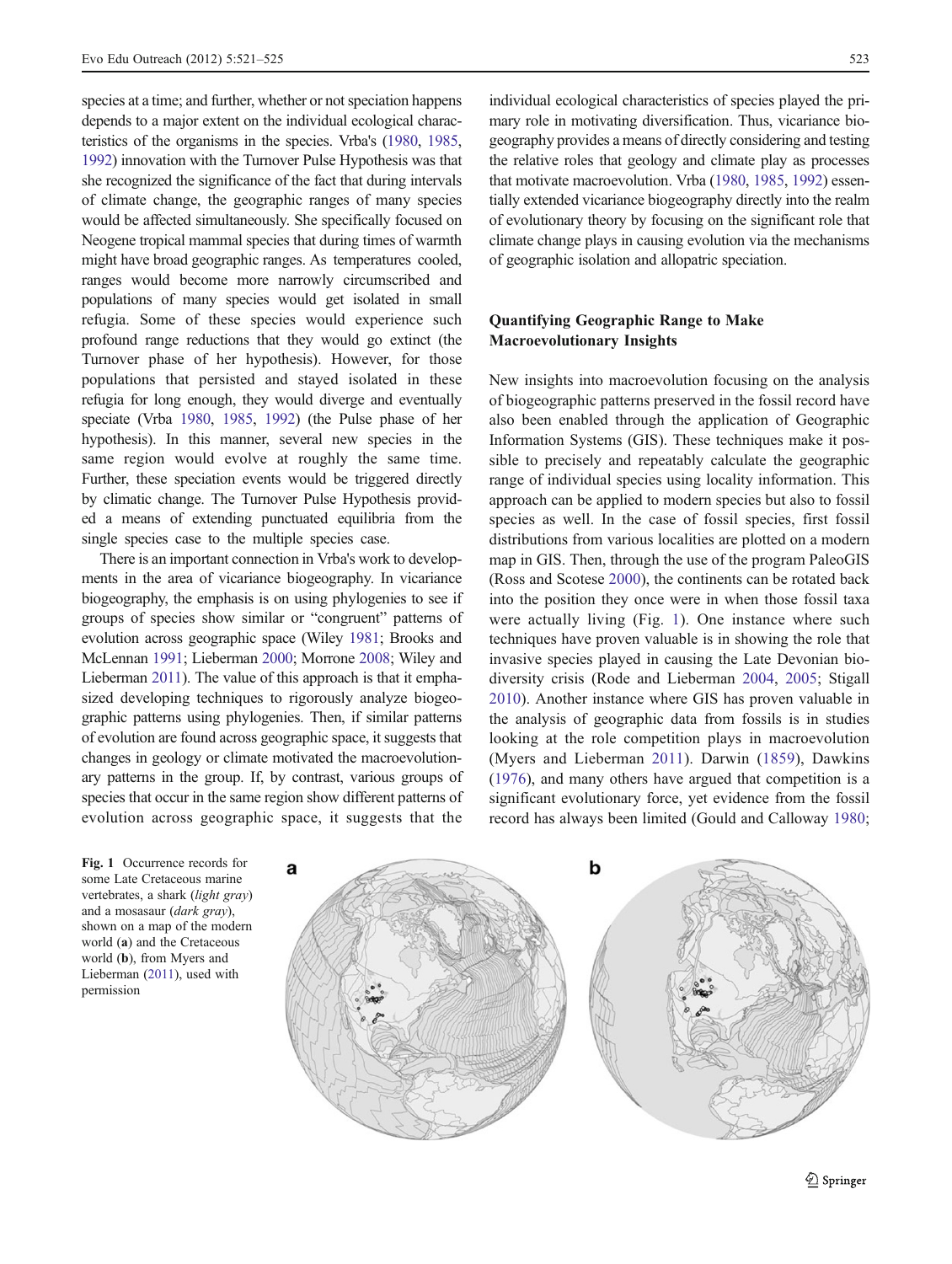species at a time; and further, whether or not speciation happens depends to a major extent on the individual ecological characteristics of the organisms in the species. Vrba's (1980, 1985, 1992) innovation with the Turnover Pulse Hypothesis was that she recognized the significance of the fact that during intervals of climate change, the geographic ranges of many species would be affected simultaneously. She specifically focused on Neogene tropical mammal species that during times of warmth might have broad geographic ranges. As temperatures cooled, ranges would become more narrowly circumscribed and populations of many species would get isolated in small refugia. Some of these species would experience such profound range reductions that they would go extinct (the Turnover phase of her hypothesis). However, for those populations that persisted and stayed isolated in these refugia for long enough, they would diverge and eventually speciate (Vrba 1980, 1985, 1992) (the Pulse phase of her hypothesis). In this manner, several new species in the same region would evolve at roughly the same time. Further, these speciation events would be triggered directly by climatic change. The Turnover Pulse Hypothesis provided a means of extending punctuated equilibria from the single species case to the multiple species case.

There is an important connection in Vrba's work to developments in the area of vicariance biogeography. In vicariance biogeography, the emphasis is on using phylogenies to see if groups of species show similar or "congruent" patterns of evolution across geographic space (Wiley 1981; Brooks and McLennan 1991; Lieberman 2000; Morrone 2008; Wiley and Lieberman 2011). The value of this approach is that it emphasized developing techniques to rigorously analyze biogeographic patterns using phylogenies. Then, if similar patterns of evolution are found across geographic space, it suggests that changes in geology or climate motivated the macroevolutionary patterns in the group. If, by contrast, various groups of species that occur in the same region show different patterns of evolution across geographic space, it suggests that the individual ecological characteristics of species played the primary role in motivating diversification. Thus, vicariance biogeography provides a means of directly considering and testing the relative roles that geology and climate play as processes that motivate macroevolution. Vrba (1980, 1985, 1992) essentially extended vicariance biogeography directly into the realm of evolutionary theory by focusing on the significant role that climate change plays in causing evolution via the mechanisms of geographic isolation and allopatric speciation.

## Quantifying Geographic Range to Make Macroevolutionary Insights

New insights into macroevolution focusing on the analysis of biogeographic patterns preserved in the fossil record have also been enabled through the application of Geographic Information Systems (GIS). These techniques make it possible to precisely and repeatably calculate the geographic range of individual species using locality information. This approach can be applied to modern species but also to fossil species as well. In the case of fossil species, first fossil distributions from various localities are plotted on a modern map in GIS. Then, through the use of the program PaleoGIS (Ross and Scotese 2000), the continents can be rotated back into the position they once were in when those fossil taxa were actually living (Fig. 1). One instance where such techniques have proven valuable is in showing the role that invasive species played in causing the Late Devonian biodiversity crisis (Rode and Lieberman 2004, 2005; Stigall 2010). Another instance where GIS has proven valuable in the analysis of geographic data from fossils is in studies looking at the role competition plays in macroevolution (Myers and Lieberman 2011). Darwin (1859), Dawkins (1976), and many others have argued that competition is a significant evolutionary force, yet evidence from the fossil record has always been limited (Gould and Calloway 1980;

**Fig. 1** Occurrence records for some Late Cretaceous marine vertebrates, a shark (*light gray*) and a mosasaur (*dark gray*), shown on a map of the modern world (**a**) and the Cretaceous world (**b**), from Myers and Lieberman (2011), used with permission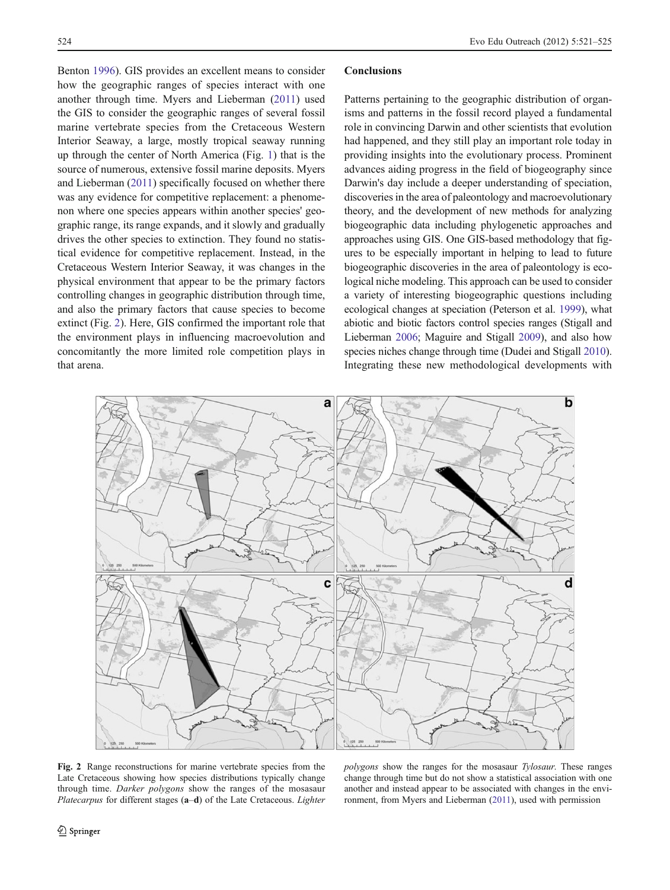Benton 1996). GIS provides an excellent means to consider how the geographic ranges of species interact with one another through time. Myers and Lieberman (2011) used the GIS to consider the geographic ranges of several fossil marine vertebrate species from the Cretaceous Western Interior Seaway, a large, mostly tropical seaway running up through the center of North America (Fig. 1) that is the source of numerous, extensive fossil marine deposits. Myers and Lieberman (2011) specifically focused on whether there was any evidence for competitive replacement: a phenomenon where one species appears within another species' geographic range, its range expands, and it slowly and gradually drives the other species to extinction. They found no statistical evidence for competitive replacement. Instead, in the Cretaceous Western Interior Seaway, it was changes in the physical environment that appear to be the primary factors controlling changes in geographic distribution through time, and also the primary factors that cause species to become extinct (Fig. 2). Here, GIS confirmed the important role that the environment plays in influencing macroevolution and concomitantly the more limited role competition plays in that arena.

## Conclusions

Patterns pertaining to the geographic distribution of organisms and patterns in the fossil record played a fundamental role in convincing Darwin and other scientists that evolution had happened, and they still play an important role today in providing insights into the evolutionary process. Prominent advances aiding progress in the field of biogeography since Darwin's day include a deeper understanding of speciation, discoveries in the area of paleontology and macroevolutionary theory, and the development of new methods for analyzing biogeographic data including phylogenetic approaches and approaches using GIS. One GIS-based methodology that figures to be especially important in helping to lead to future biogeographic discoveries in the area of paleontology is ecological niche modeling. This approach can be used to consider a variety of interesting biogeographic questions including ecological changes at speciation (Peterson et al. 1999), what abiotic and biotic factors control species ranges (Stigall and Lieberman 2006; Maguire and Stigall 2009), and also how species niches change through time (Dudei and Stigall 2010). Integrating these new methodological developments with

**Fig. 2** Range reconstructions for marine vertebrate species from the Late Cretaceous showing how species distributions typically change through time. *Darker polygons* show the ranges of the mosasaur *Platecarpus* for different stages (**a**–**d**) of the Late Cretaceous. *Lighter polygons* show the ranges for the mosasaur *Tylosaur*. These ranges change through time but do not show a statistical association with one another and instead appear to be associated with changes in the environment, from Myers and Lieberman (2011), used with permission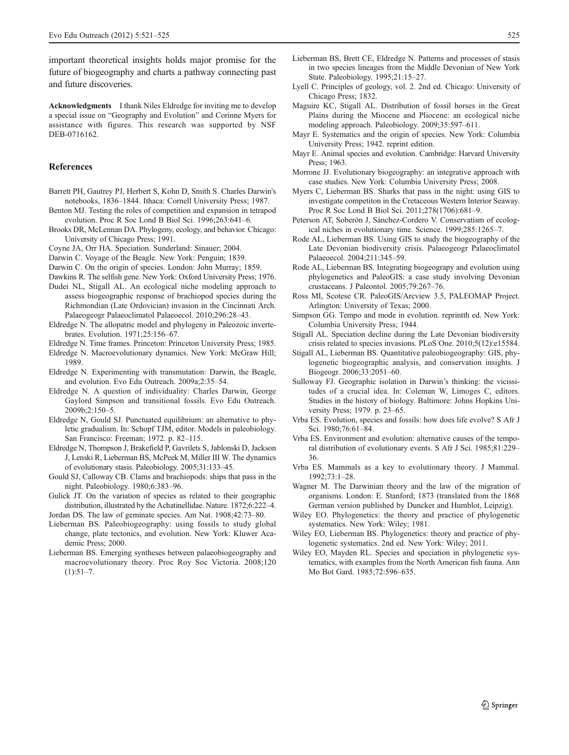important theoretical insights holds major promise for the future of biogeography and charts a pathway connecting past and future discoveries.

**Acknowledgments** I thank Niles Eldredge for inviting me to develop a special issue on "Geography and Evolution" and Corinne Myers for assistance with figures. This research was supported by NSF DEB-0716162.

## References

Barrett PH, Gautrey PJ, Herbert S, Kohn D, Smith S. Charles Darwin's notebooks, 1836–1844. Ithaca: Cornell University Press; 1987.

Benton MJ. Testing the roles of competition and expansion in tetrapod evolution. Proc R Soc Lond B Biol Sci. 1996;263:641–6.

Brooks DR, McLennan DA. Phylogeny, ecology, and behavior. Chicago: University of Chicago Press; 1991.

Coyne JA, Orr HA. Speciation. Sunderland: Sinauer; 2004.

Darwin C. Voyage of the Beagle. New York: Penguin; 1839.

Darwin C. On the origin of species. London: John Murray; 1859.

Dawkins R. The selfish gene. New York: Oxford University Press; 1976.

Dudei NL, Stigall AL. An ecological niche modeling approach to assess biogeographic response of brachiopod species during the Richmondian (Late Ordovician) invasion in the Cincinnati Arch. Palaeogeogr Palaeoclimatol Palaeoecol. 2010;296:28–43.

Eldredge N. The allopatric model and phylogeny in Paleozoic invertebrates. Evolution. 1971;25:156–67.

Eldredge N. Time frames. Princeton: Princeton University Press; 1985.

Eldredge N. Macroevolutionary dynamics. New York: McGraw Hill; 1989.

Eldredge N. Experimenting with transmutation: Darwin, the Beagle, and evolution. Evo Edu Outreach. 2009a;2:35–54.

Eldredge N. A question of individuality: Charles Darwin, George Gaylord Simpson and transitional fossils. Evo Edu Outreach. 2009b;2:150–5.

Eldredge N, Gould SJ. Punctuated equilibrium: an alternative to phyletic gradualism. In: Schopf TJM, editor. Models in paleobiology. San Francisco: Freeman; 1972. p. 82–115.

Eldredge N, Thompson J, Brakefield P, Gavrilets S, Jablonski D, Jackson J, Lenski R, Lieberman BS, McPeek M, Miller III W. The dynamics of evolutionary stasis. Paleobiology. 2005;31:133–45.

Gould SJ, Calloway CB. Clams and brachiopods: ships that pass in the night. Paleobiology. 1980;6:383–96.

Gulick JT. On the variation of species as related to their geographic distribution, illustrated by the Achatinellidae. Nature. 1872;6:222–4.

Jordan DS. The law of geminate species. Am Nat. 1908;42:73–80.

Lieberman BS. Paleobiogeography: using fossils to study global change, plate tectonics, and evolution. New York: Kluwer Academic Press; 2000.

Lieberman BS. Emerging syntheses between palaeobiogeography and macroevolutionary theory. Proc Roy Soc Victoria. 2008;120 (1):51–7.

Lieberman BS, Brett CE, Eldredge N. Patterns and processes of stasis in two species lineages from the Middle Devonian of New York State. Paleobiology. 1995;21:15–27.

Lyell C. Principles of geology, vol. 2. 2nd ed. Chicago: University of Chicago Press; 1832.

Maguire KC, Stigall AL. Distribution of fossil horses in the Great Plains during the Miocene and Pliocene: an ecological niche modeling approach. Paleobiology. 2009;35:597–611.

Mayr E. Systematics and the origin of species. New York: Columbia University Press; 1942. reprint edition.

Mayr E. Animal species and evolution. Cambridge: Harvard University Press; 1963.

Morrone JJ. Evolutionary biogeography: an integrative approach with case studies. New York: Columbia University Press; 2008.

Myers C, Lieberman BS. Sharks that pass in the night: using GIS to investigate competiton in the Cretaceous Western Interior Seaway. Proc R Soc Lond B Biol Sci. 2011;278(1706):681–9.

Peterson AT, Soberón J, Sánchez-Cordero V. Conservatism of ecological niches in evolutionary time. Science. 1999;285:1265–7.

Rode AL, Lieberman BS. Using GIS to study the biogeography of the Late Devonian biodiversity crisis. Palaeogeogr Palaeoclimatol Palaeoecol. 2004;211:345–59.

Rode AL, Lieberman BS. Integrating biogeograpy and evolution using phylogenetics and PaleoGIS: a case study involving Devonian crustaceans. J Paleontol. 2005;79:267–76.

Ross MI, Scotese CR. PaleoGIS/Arcview 3.5, PALEOMAP Project. Arlington: University of Texas; 2000.

Simpson GG. Tempo and mode in evolution. reprintth ed. New York: Columbia University Press; 1944.

Stigall AL. Speciation decline during the Late Devonian biodiversity crisis related to species invasions. PLoS One. 2010;5(12):e15584.

Stigall AL, Lieberman BS. Quantitative paleobiogeography: GIS, phylogenetic biogeographic analysis, and conservation insights. J Biogeogr. 2006;33:2051–60.

Sulloway FJ. Geographic isolation in Darwin's thinking: the vicissitudes of a crucial idea. In: Coleman W, Limoges C, editors. Studies in the history of biology. Baltimore: Johns Hopkins University Press; 1979. p. 23–65.

Vrba ES. Evolution, species and fossils: how does life evolve? S Afr J Sci. 1980;76:61–84.

Vrba ES. Environment and evolution: alternative causes of the temporal distribution of evolutionary events. S Afr J Sci. 1985;81:229–36.

Vrba ES. Mammals as a key to evolutionary theory. J Mammal. 1992;73:1–28.

Wagner M. The Darwinian theory and the law of the migration of organisms. London: E. Stanford; 1873 (translated from the 1868 German version published by Duncker and Humblot, Leipzig).

Wiley EO. Phylogenetics: the theory and practice of phylogenetic systematics. New York: Wiley; 1981.

Wiley EO, Lieberman BS. Phylogenetics: theory and practice of phylogenetic systematics. 2nd ed. New York: Wiley; 2011.

Wiley EO, Mayden RL. Species and speciation in phylogenetic systematics, with examples from the North American fish fauna. Ann Mo Bot Gard. 1985;72:596–635.